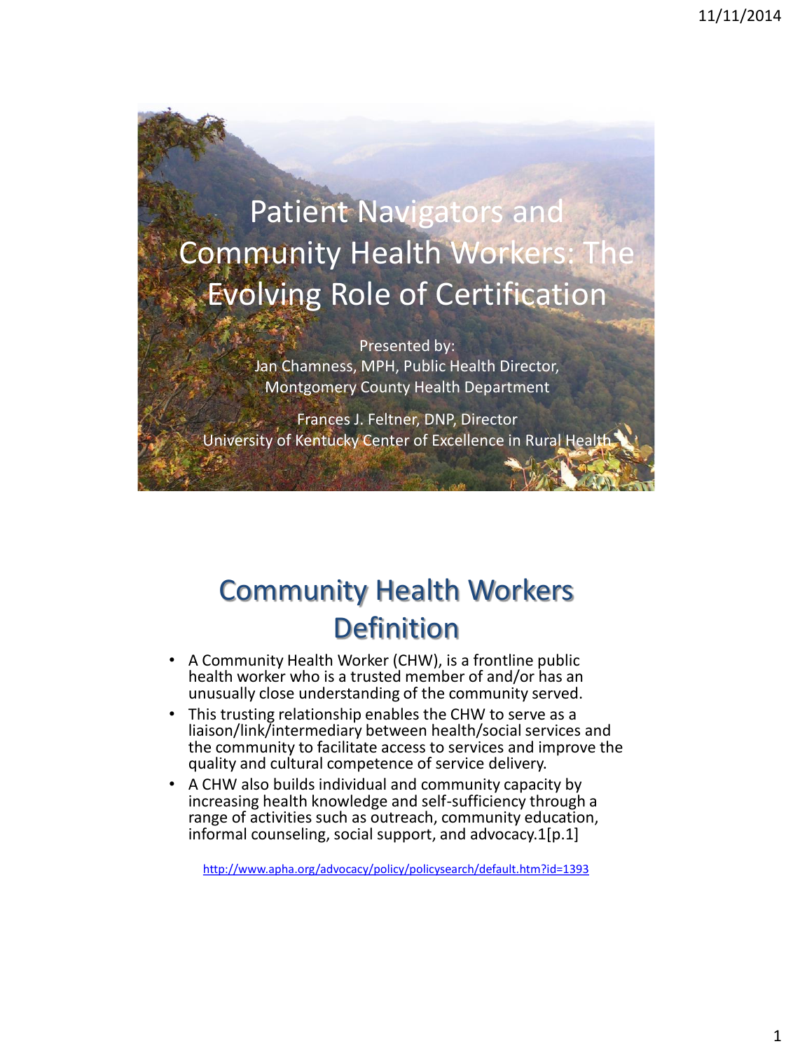# Patient Navigators and Community Health Workers: The Evolving Role of Certification

Presented by:
Jan Chamness, MPH, Public Health Director, Montgomery County Health Department

Frances J. Feltner, DNP, Director
University of Kentucky Center of Excellence in Rural Health

## Community Health Workers Definition

- A Community Health Worker (CHW), is a frontline public health worker who is a trusted member of and/or has an unusually close understanding of the community served.
- This trusting relationship enables the CHW to serve as a liaison/link/intermediary between health/social services and the community to facilitate access to services and improve the quality and cultural competence of service delivery.
- A CHW also builds individual and community capacity by increasing health knowledge and self-sufficiency through a range of activities such as outreach, community education, informal counseling, social support, and advocacy.1[p.1]

http://www.apha.org/advocacy/policy/policysearch/default.htm?id=1393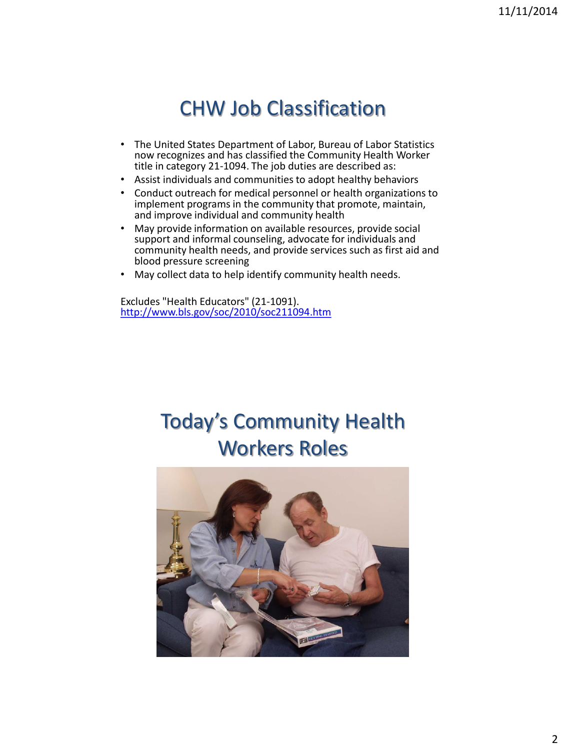# CHW Job Classification

- The United States Department of Labor, Bureau of Labor Statistics now recognizes and has classified the Community Health Worker title in category 21-1094. The job duties are described as:
- Assist individuals and communities to adopt healthy behaviors
- Conduct outreach for medical personnel or health organizations to implement programs in the community that promote, maintain, and improve individual and community health
- May provide information on available resources, provide social support and informal counseling, advocate for individuals and community health needs, and provide services such as first aid and blood pressure screening
- May collect data to help identify community health needs.

Excludes "Health Educators" (21-1091).
http://www.bls.gov/soc/2010/soc211094.htm

# Today's Community Health Workers Roles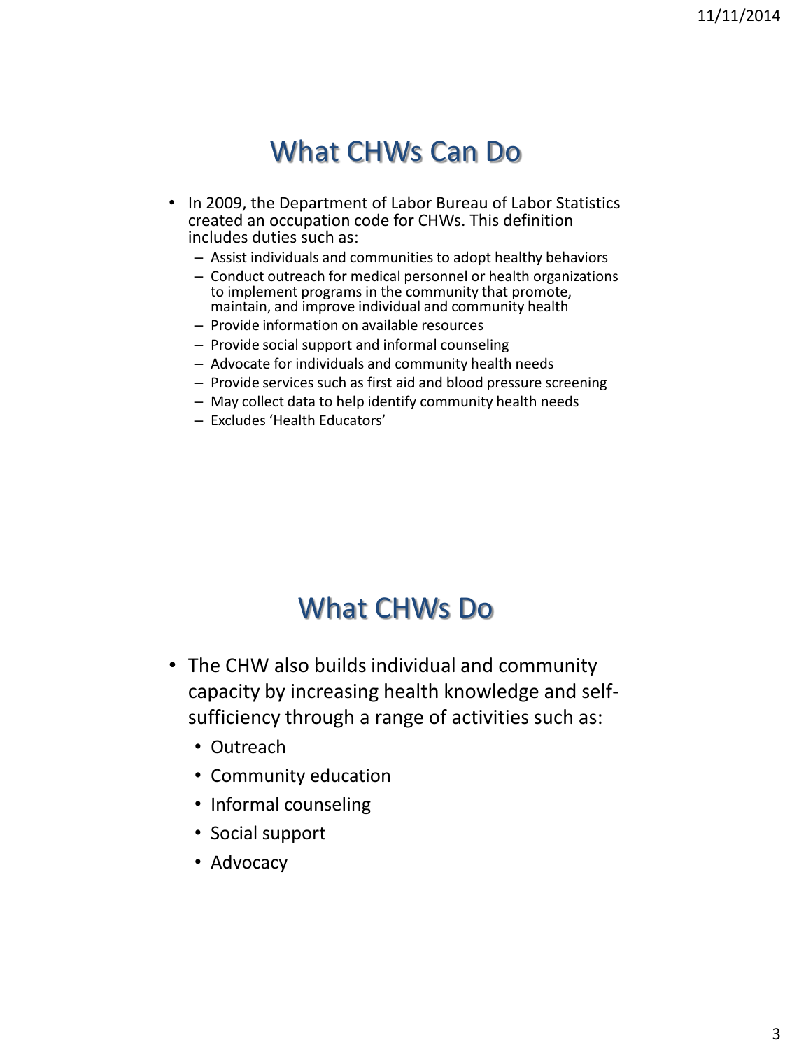## What CHWs Can Do

- In 2009, the Department of Labor Bureau of Labor Statistics created an occupation code for CHWs. This definition includes duties such as:
  - Assist individuals and communities to adopt healthy behaviors
  - Conduct outreach for medical personnel or health organizations to implement programs in the community that promote, maintain, and improve individual and community health
  - Provide information on available resources
  - Provide social support and informal counseling
  - Advocate for individuals and community health needs
  - Provide services such as first aid and blood pressure screening
  - May collect data to help identify community health needs
  - Excludes 'Health Educators'

## What CHWs Do

- The CHW also builds individual and community capacity by increasing health knowledge and self-sufficiency through a range of activities such as:
  - Outreach
  - Community education
  - Informal counseling
  - Social support
  - Advocacy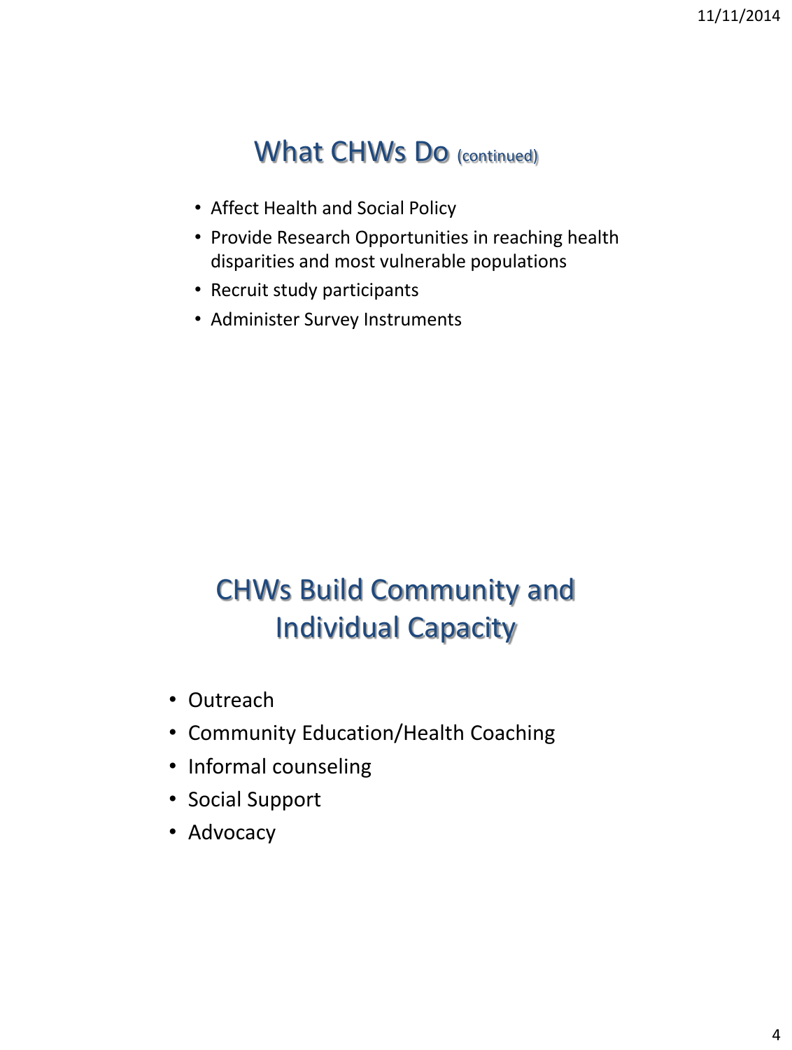## What CHWs Do (continued)

- Affect Health and Social Policy
- Provide Research Opportunities in reaching health disparities and most vulnerable populations
- Recruit study participants
- Administer Survey Instruments

## CHWs Build Community and Individual Capacity

- Outreach
- Community Education/Health Coaching
- Informal counseling
- Social Support
- Advocacy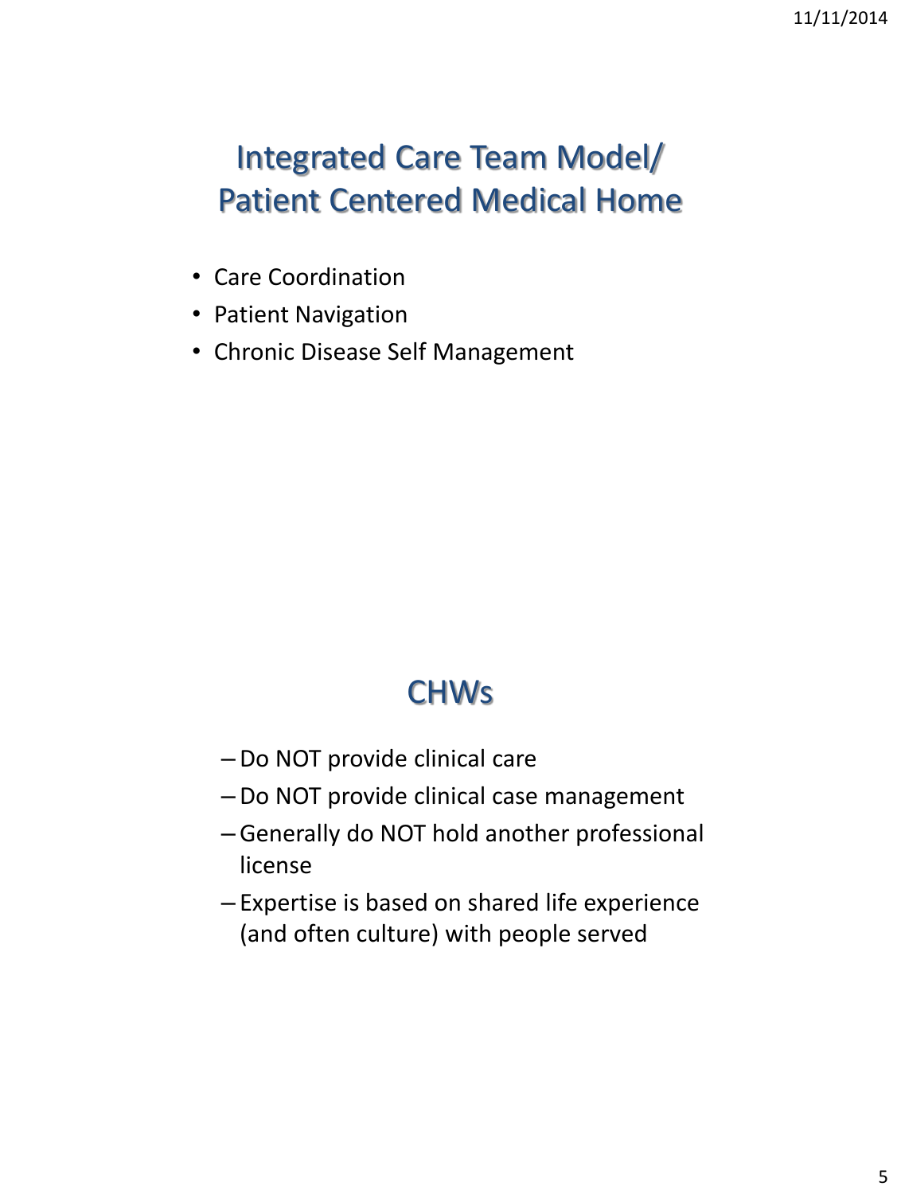## Integrated Care Team Model/ Patient Centered Medical Home

- Care Coordination
- Patient Navigation
- Chronic Disease Self Management

## CHWs

- Do NOT provide clinical care
- Do NOT provide clinical case management
- Generally do NOT hold another professional license
- Expertise is based on shared life experience (and often culture) with people served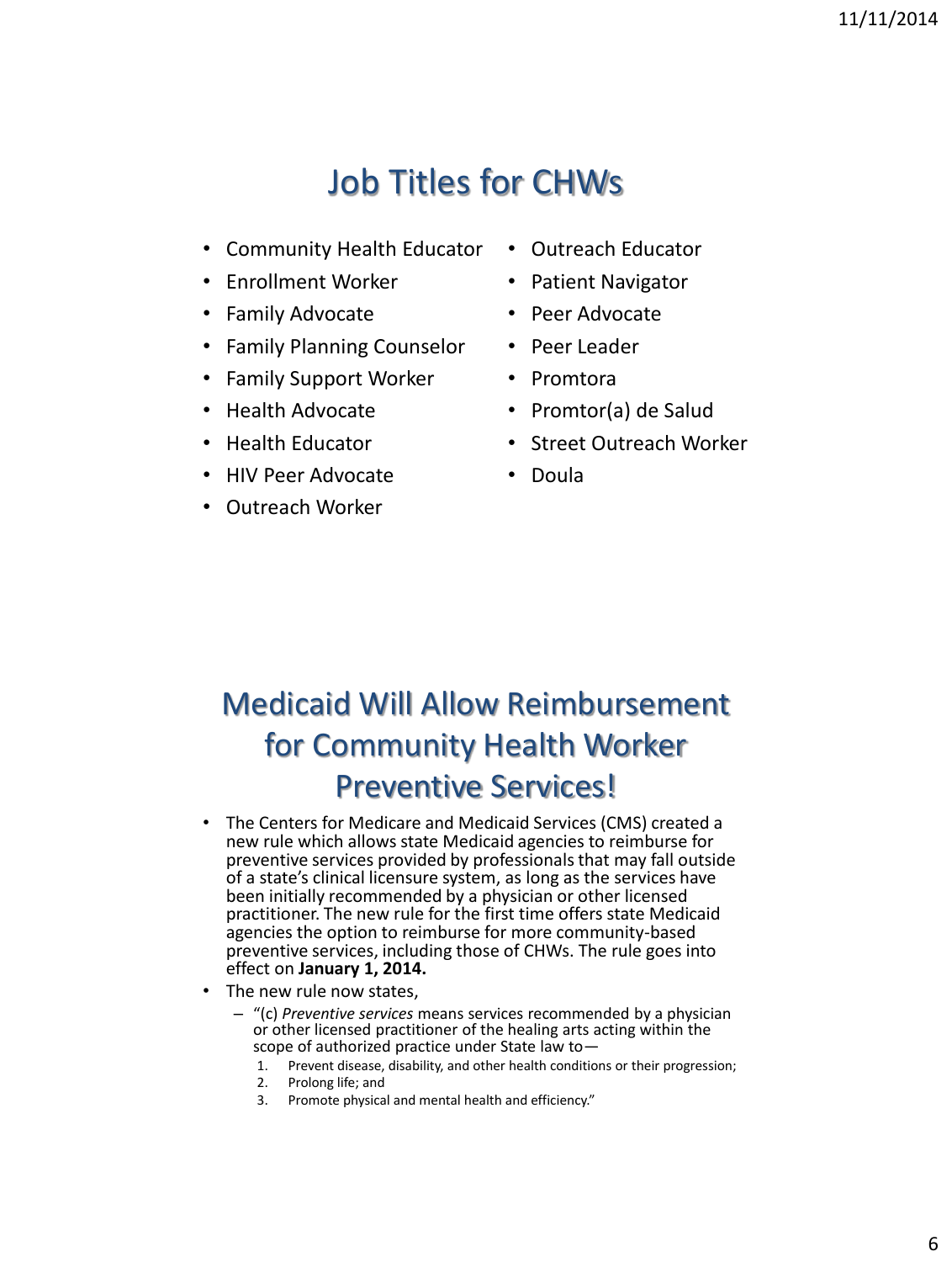# Job Titles for CHWs

- Community Health Educator
- Enrollment Worker
- Family Advocate
- Family Planning Counselor
- Family Support Worker
- Health Advocate
- Health Educator
- HIV Peer Advocate
- Outreach Worker
- Outreach Educator
- Patient Navigator
- Peer Advocate
- Peer Leader
- Promtora
- Promtor(a) de Salud
- Street Outreach Worker
- Doula

# Medicaid Will Allow Reimbursement for Community Health Worker Preventive Services!

- The Centers for Medicare and Medicaid Services (CMS) created a new rule which allows state Medicaid agencies to reimburse for preventive services provided by professionals that may fall outside of a state's clinical licensure system, as long as the services have been initially recommended by a physician or other licensed practitioner. The new rule for the first time offers state Medicaid agencies the option to reimburse for more community-based preventive services, including those of CHWs. The rule goes into effect on **January 1, 2014.**
- The new rule now states,
  - "(c) *Preventive services* means services recommended by a physician or other licensed practitioner of the healing arts acting within the scope of authorized practice under State law to—
    1. Prevent disease, disability, and other health conditions or their progression;
    2. Prolong life; and
    3. Promote physical and mental health and efficiency."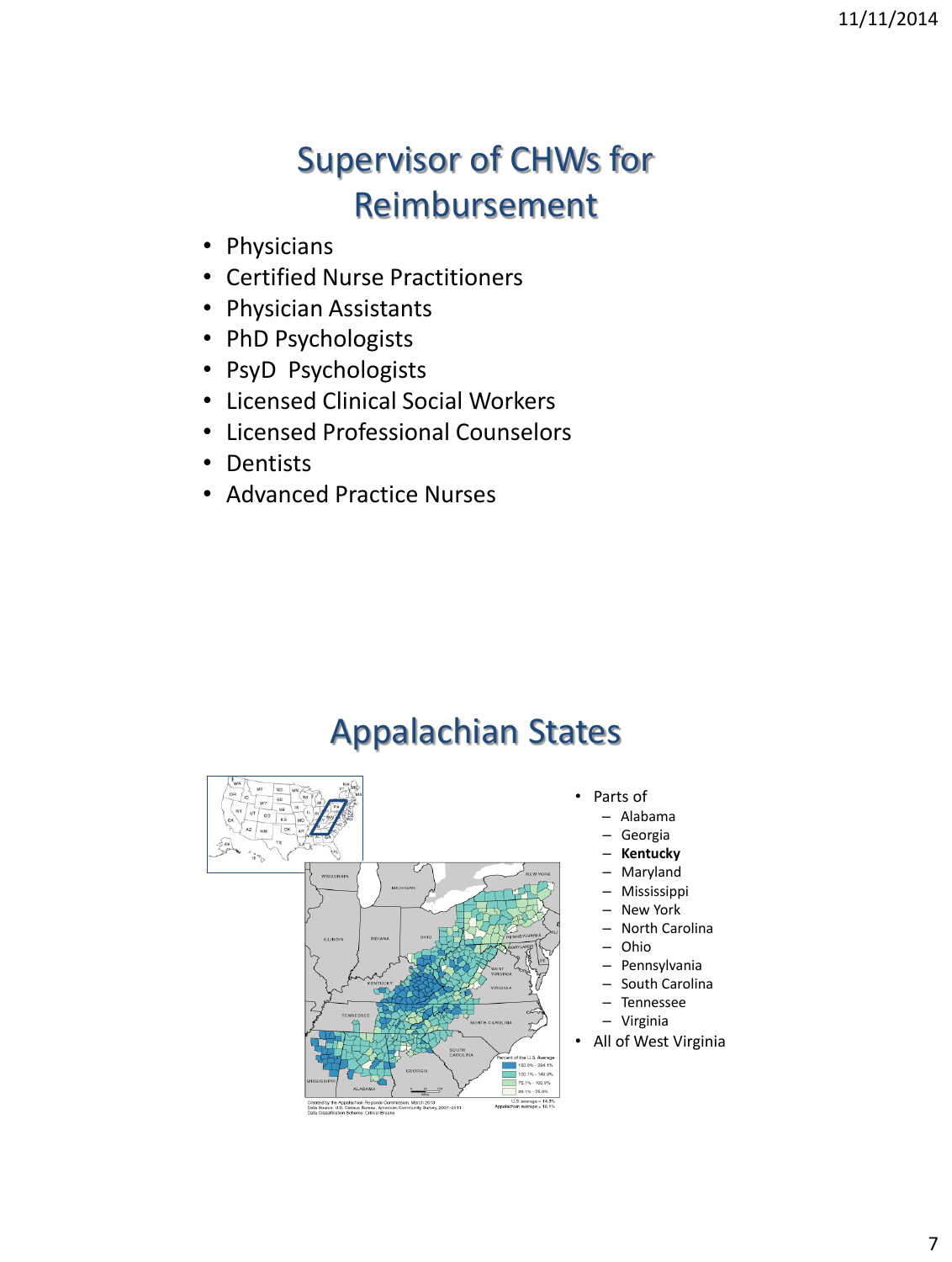# Supervisor of CHWs for Reimbursement

- Physicians
- Certified Nurse Practitioners
- Physician Assistants
- PhD Psychologists
- PsyD Psychologists
- Licensed Clinical Social Workers
- Licensed Professional Counselors
- Dentists
- Advanced Practice Nurses

# Appalachian States

- Parts of
  - Alabama
  - Georgia
  - **Kentucky**
  - Maryland
  - Mississippi
  - New York
  - North Carolina
  - Ohio
  - Pennsylvania
  - South Carolina
  - Tennessee
  - Virginia
- All of West Virginia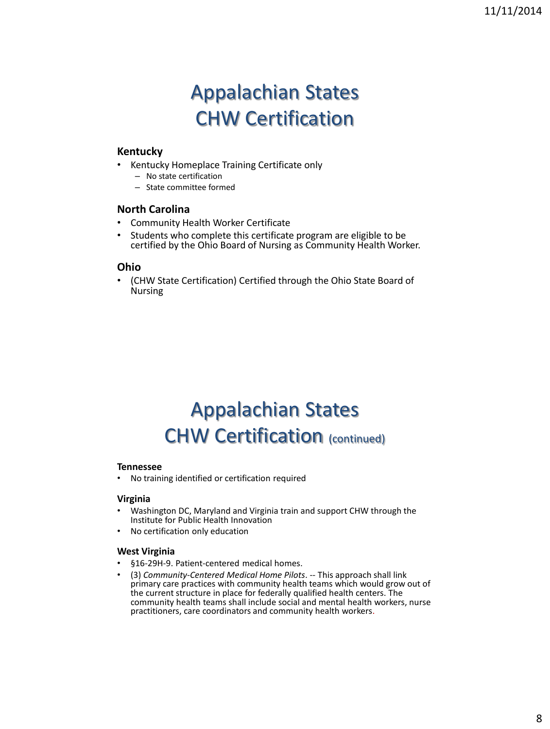# Appalachian States CHW Certification

**Kentucky**

- Kentucky Homeplace Training Certificate only
  - No state certification
  - State committee formed

**North Carolina**

- Community Health Worker Certificate
- Students who complete this certificate program are eligible to be certified by the Ohio Board of Nursing as Community Health Worker.

**Ohio**

- (CHW State Certification) Certified through the Ohio State Board of Nursing

# Appalachian States CHW Certification (continued)

**Tennessee**

- No training identified or certification required

**Virginia**

- Washington DC, Maryland and Virginia train and support CHW through the Institute for Public Health Innovation
- No certification only education

**West Virginia**

- §16-29H-9. Patient-centered medical homes.
- (3) *Community-Centered Medical Home Pilots*. -- This approach shall link primary care practices with community health teams which would grow out of the current structure in place for federally qualified health centers. The community health teams shall include social and mental health workers, nurse practitioners, care coordinators and community health workers.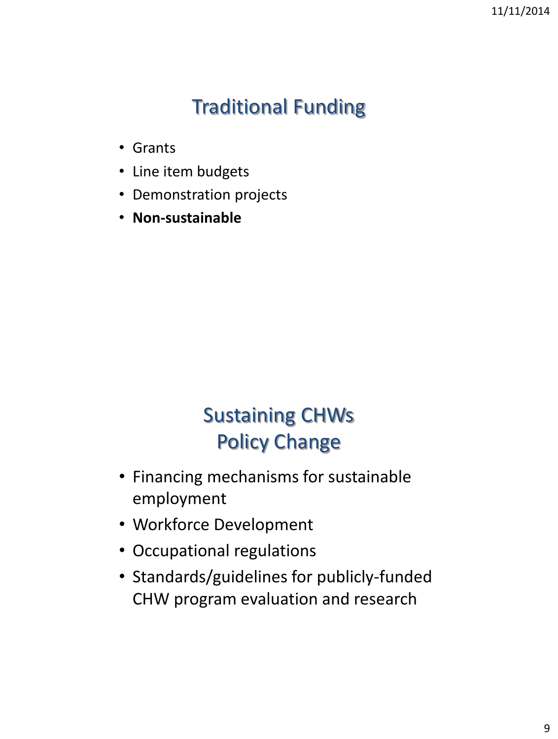## Traditional Funding

- Grants
- Line item budgets
- Demonstration projects
- **Non-sustainable**

## Sustaining CHWs Policy Change

- Financing mechanisms for sustainable employment
- Workforce Development
- Occupational regulations
- Standards/guidelines for publicly-funded CHW program evaluation and research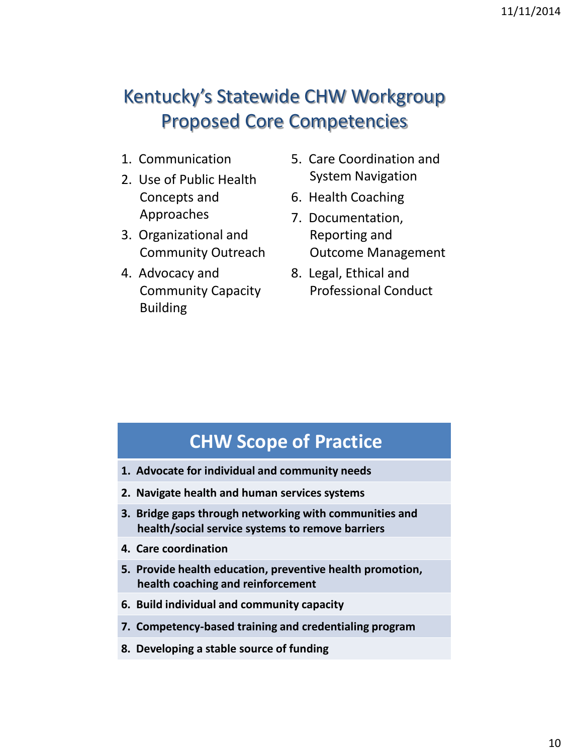# Kentucky's Statewide CHW Workgroup Proposed Core Competencies

1. Communication
2. Use of Public Health Concepts and Approaches
3. Organizational and Community Outreach
4. Advocacy and Community Capacity Building
5. Care Coordination and System Navigation
6. Health Coaching
7. Documentation, Reporting and Outcome Management
8. Legal, Ethical and Professional Conduct

| CHW Scope of Practice |
|---|
| **1. Advocate for individual and community needs** |
| **2. Navigate health and human services systems** |
| **3. Bridge gaps through networking with communities and health/social service systems to remove barriers** |
| **4. Care coordination** |
| **5. Provide health education, preventive health promotion, health coaching and reinforcement** |
| **6. Build individual and community capacity** |
| **7. Competency-based training and credentialing program** |
| **8. Developing a stable source of funding** |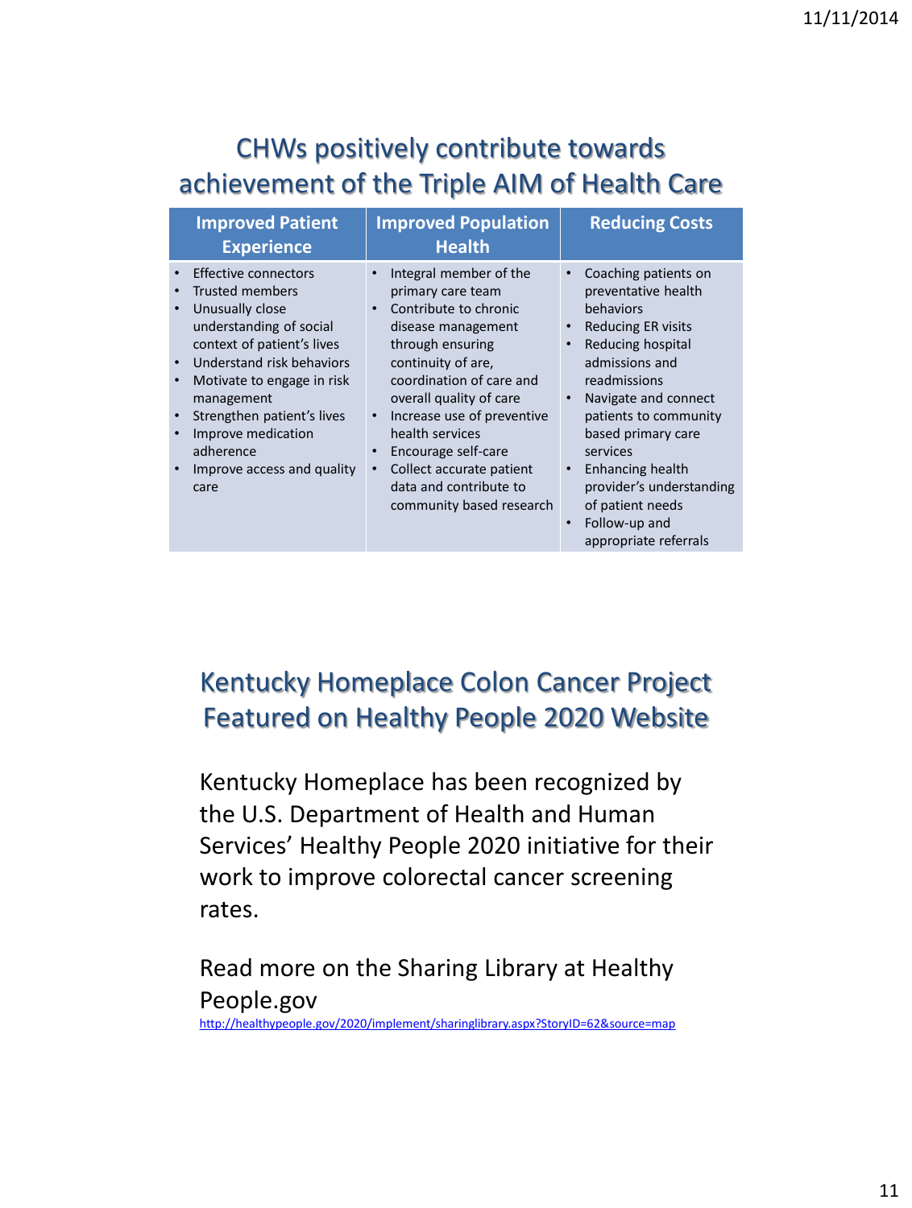## CHWs positively contribute towards achievement of the Triple AIM of Health Care

| Improved Patient Experience | Improved Population Health | Reducing Costs |
|---|---|---|
| • Effective connectors<br>• Trusted members<br>• Unusually close understanding of social context of patient's lives<br>• Understand risk behaviors<br>• Motivate to engage in risk management<br>• Strengthen patient's lives<br>• Improve medication adherence<br>• Improve access and quality care | • Integral member of the primary care team<br>• Contribute to chronic disease management through ensuring continuity of are, coordination of care and overall quality of care<br>• Increase use of preventive health services<br>• Encourage self-care<br>• Collect accurate patient data and contribute to community based research | • Coaching patients on preventative health behaviors<br>• Reducing ER visits<br>• Reducing hospital admissions and readmissions<br>• Navigate and connect patients to community based primary care services<br>• Enhancing health provider's understanding of patient needs<br>• Follow-up and appropriate referrals |

## Kentucky Homeplace Colon Cancer Project Featured on Healthy People 2020 Website

Kentucky Homeplace has been recognized by the U.S. Department of Health and Human Services' Healthy People 2020 initiative for their work to improve colorectal cancer screening rates.

Read more on the Sharing Library at Healthy People.gov

http://healthypeople.gov/2020/implement/sharinglibrary.aspx?StoryID=62&source=map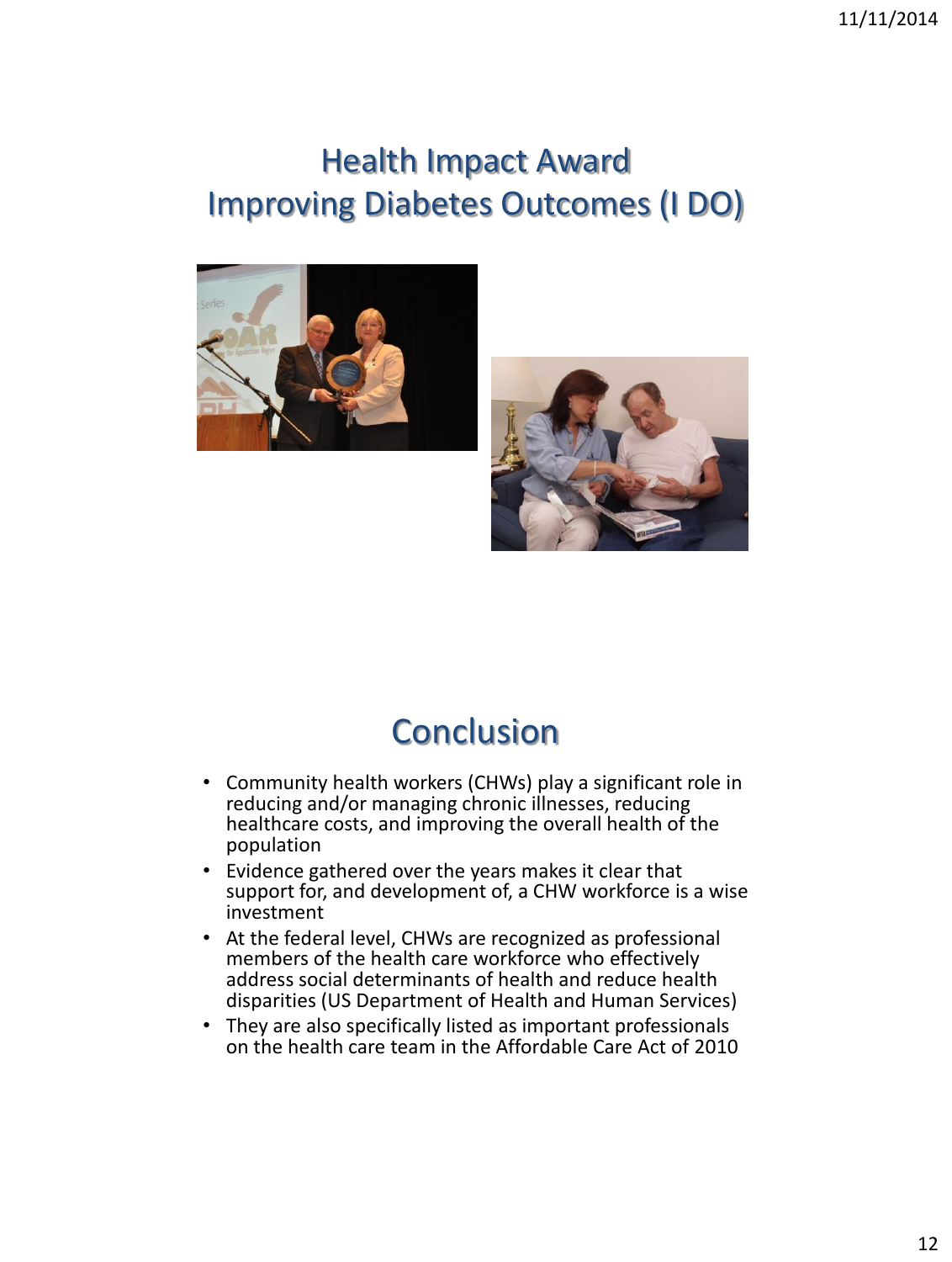# Health Impact Award
# Improving Diabetes Outcomes (I DO)

# Conclusion

- Community health workers (CHWs) play a significant role in reducing and/or managing chronic illnesses, reducing healthcare costs, and improving the overall health of the population
- Evidence gathered over the years makes it clear that support for, and development of, a CHW workforce is a wise investment
- At the federal level, CHWs are recognized as professional members of the health care workforce who effectively address social determinants of health and reduce health disparities (US Department of Health and Human Services)
- They are also specifically listed as important professionals on the health care team in the Affordable Care Act of 2010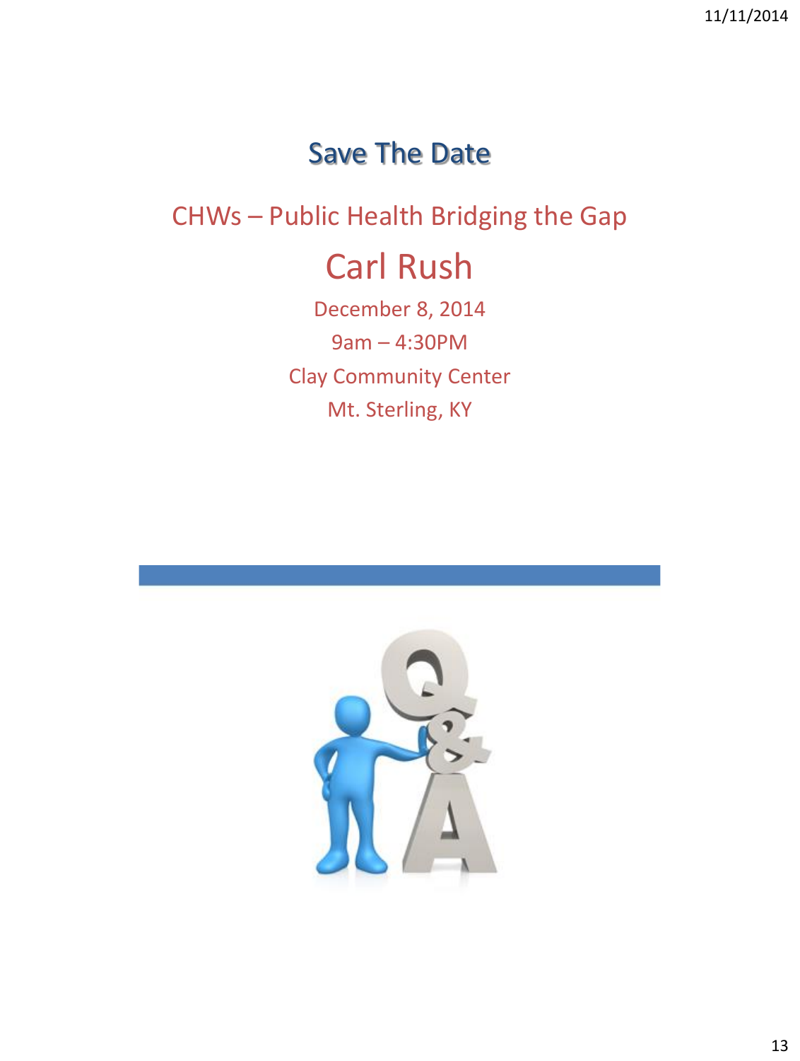# Save The Date

CHWs – Public Health Bridging the Gap

## Carl Rush

December 8, 2014

9am – 4:30PM

Clay Community Center

Mt. Sterling, KY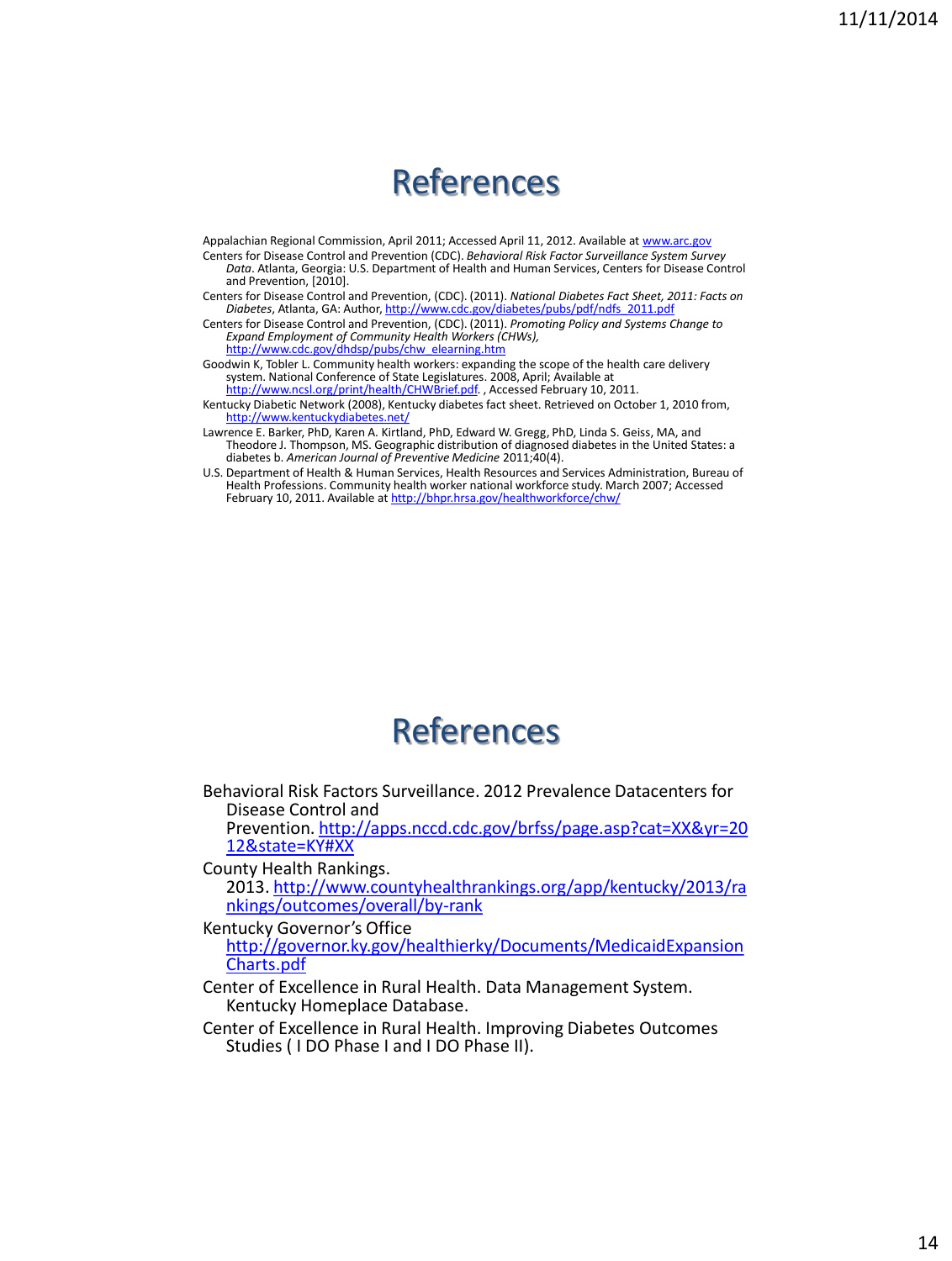# References

Appalachian Regional Commission, April 2011; Accessed April 11, 2012. Available at www.arc.gov

Centers for Disease Control and Prevention (CDC). *Behavioral Risk Factor Surveillance System Survey Data*. Atlanta, Georgia: U.S. Department of Health and Human Services, Centers for Disease Control and Prevention, [2010].

Centers for Disease Control and Prevention, (CDC). (2011). *National Diabetes Fact Sheet, 2011: Facts on Diabetes*, Atlanta, GA: Author, http://www.cdc.gov/diabetes/pubs/pdf/ndfs_2011.pdf

Centers for Disease Control and Prevention, (CDC). (2011). *Promoting Policy and Systems Change to Expand Employment of Community Health Workers (CHWs),* http://www.cdc.gov/dhdsp/pubs/chw_elearning.htm

Goodwin K, Tobler L. Community health workers: expanding the scope of the health care delivery system. National Conference of State Legislatures. 2008, April; Available at http://www.ncsl.org/print/health/CHWBrief.pdf. , Accessed February 10, 2011.

Kentucky Diabetic Network (2008), Kentucky diabetes fact sheet. Retrieved on October 1, 2010 from, http://www.kentuckydiabetes.net/

Lawrence E. Barker, PhD, Karen A. Kirtland, PhD, Edward W. Gregg, PhD, Linda S. Geiss, MA, and Theodore J. Thompson, MS. Geographic distribution of diagnosed diabetes in the United States: a diabetes b. *American Journal of Preventive Medicine* 2011;40(4).

U.S. Department of Health & Human Services, Health Resources and Services Administration, Bureau of Health Professions. Community health worker national workforce study. March 2007; Accessed February 10, 2011. Available at http://bhpr.hrsa.gov/healthworkforce/chw/

# References

Behavioral Risk Factors Surveillance. 2012 Prevalence Datacenters for Disease Control and Prevention. http://apps.nccd.cdc.gov/brfss/page.asp?cat=XX&yr=2012&state=KY#XX

County Health Rankings. 2013. http://www.countyhealthrankings.org/app/kentucky/2013/rankings/outcomes/overall/by-rank

Kentucky Governor's Office http://governor.ky.gov/healthierky/Documents/MedicaidExpansionCharts.pdf

Center of Excellence in Rural Health. Data Management System. Kentucky Homeplace Database.

Center of Excellence in Rural Health. Improving Diabetes Outcomes Studies ( I DO Phase I and I DO Phase II).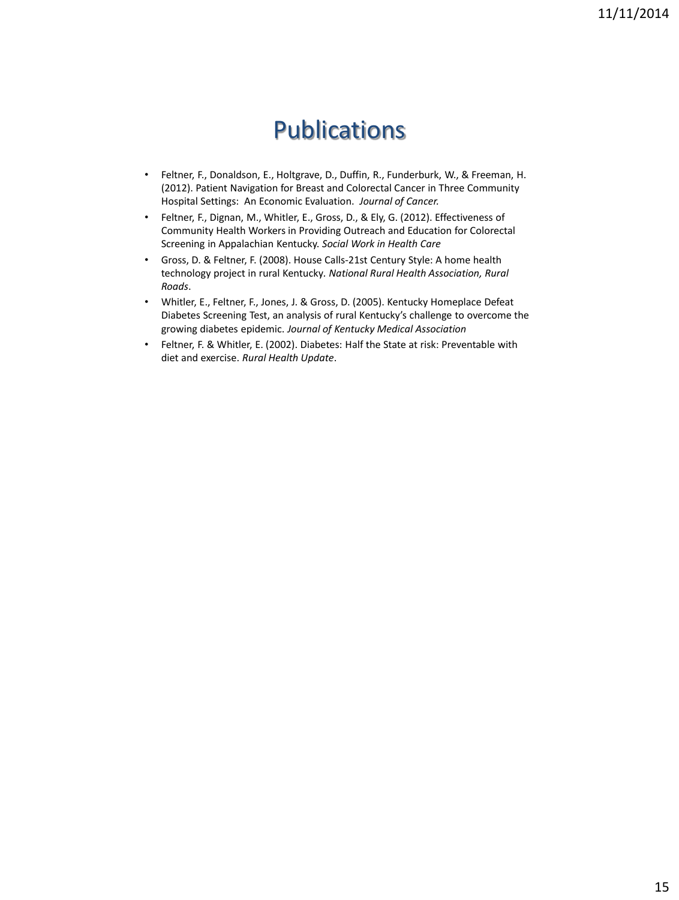# Publications

- Feltner, F., Donaldson, E., Holtgrave, D., Duffin, R., Funderburk, W., & Freeman, H. (2012). Patient Navigation for Breast and Colorectal Cancer in Three Community Hospital Settings: An Economic Evaluation. *Journal of Cancer.*
- Feltner, F., Dignan, M., Whitler, E., Gross, D., & Ely, G. (2012). Effectiveness of Community Health Workers in Providing Outreach and Education for Colorectal Screening in Appalachian Kentucky. *Social Work in Health Care*
- Gross, D. & Feltner, F. (2008). House Calls-21st Century Style: A home health technology project in rural Kentucky. *National Rural Health Association, Rural Roads*.
- Whitler, E., Feltner, F., Jones, J. & Gross, D. (2005). Kentucky Homeplace Defeat Diabetes Screening Test, an analysis of rural Kentucky's challenge to overcome the growing diabetes epidemic. *Journal of Kentucky Medical Association*
- Feltner, F. & Whitler, E. (2002). Diabetes: Half the State at risk: Preventable with diet and exercise. *Rural Health Update*.